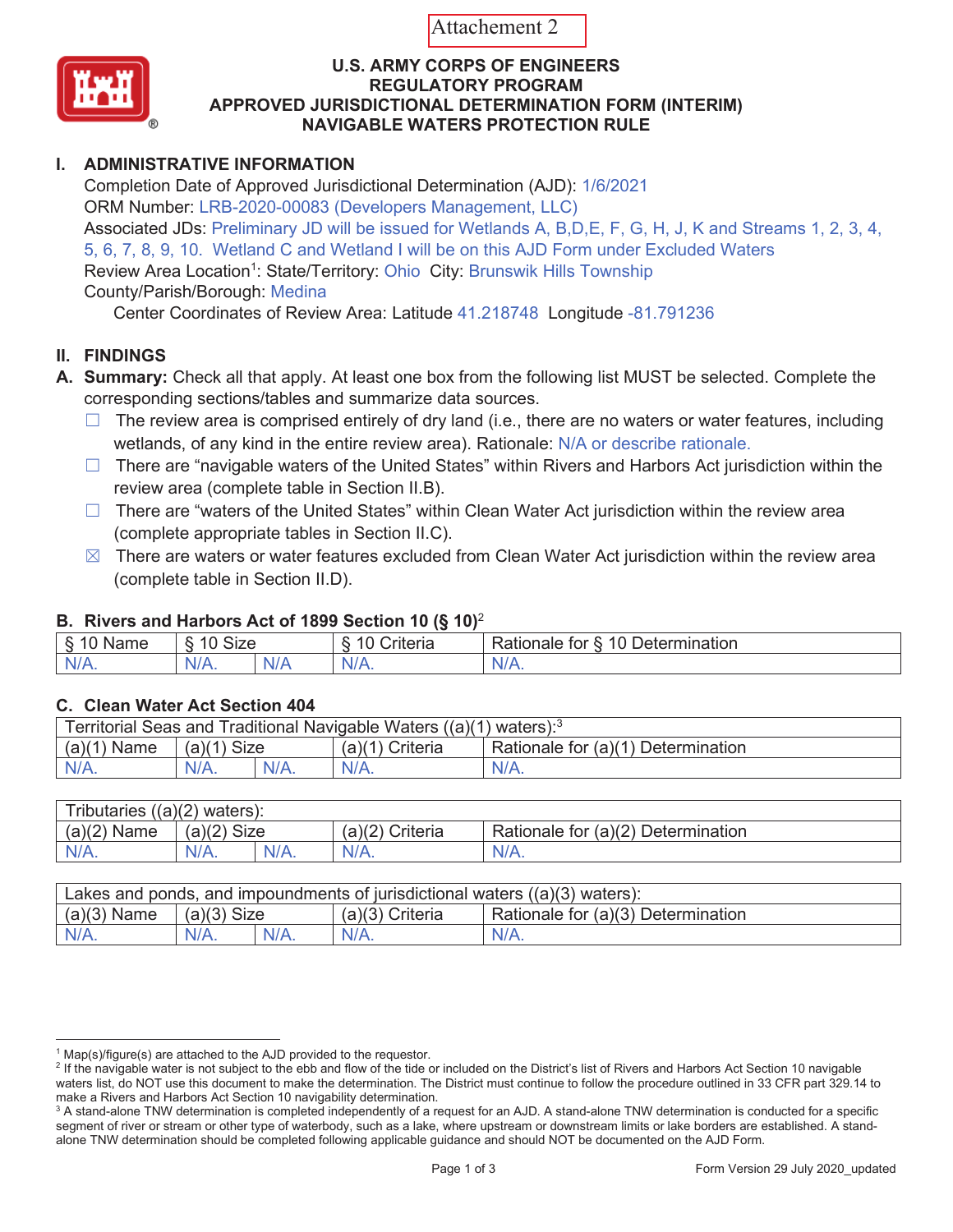Attachement 2

# U.S. ARMY CORPS OF ENGINEERS
# REGULATORY PROGRAM
# APPROVED JURISDICTIONAL DETERMINATION FORM (INTERIM)
# NAVIGABLE WATERS PROTECTION RULE

## I. ADMINISTRATIVE INFORMATION

Completion Date of Approved Jurisdictional Determination (AJD): 1/6/2021
ORM Number: LRB-2020-00083 (Developers Management, LLC)
Associated JDs: Preliminary JD will be issued for Wetlands A, B,D,E, F, G, H, J, K and Streams 1, 2, 3, 4, 5, 6, 7, 8, 9, 10. Wetland C and Wetland I will be on this AJD Form under Excluded Waters
Review Area Location[1]: State/Territory: Ohio City: Brunswik Hills Township
County/Parish/Borough: Medina
Center Coordinates of Review Area: Latitude 41.218748 Longitude -81.791236

## II. FINDINGS

**A. Summary:** Check all that apply. At least one box from the following list MUST be selected. Complete the corresponding sections/tables and summarize data sources.

- ☐ The review area is comprised entirely of dry land (i.e., there are no waters or water features, including wetlands, of any kind in the entire review area). Rationale: N/A or describe rationale.
- ☐ There are "navigable waters of the United States" within Rivers and Harbors Act jurisdiction within the review area (complete table in Section II.B).
- ☐ There are "waters of the United States" within Clean Water Act jurisdiction within the review area (complete appropriate tables in Section II.C).
- ☒ There are waters or water features excluded from Clean Water Act jurisdiction within the review area (complete table in Section II.D).

### B. Rivers and Harbors Act of 1899 Section 10 (§ 10)[2]

| § 10 Name | § 10 Size | | § 10 Criteria | Rationale for § 10 Determination |
|---|---|---|---|---|
| N/A. | N/A. | N/A | N/A. | N/A. |

### C. Clean Water Act Section 404

| Territorial Seas and Traditional Navigable Waters ((a)(1) waters):[3] | | | | |
|---|---|---|---|---|
| (a)(1) Name | (a)(1) Size | | (a)(1) Criteria | Rationale for (a)(1) Determination |
| N/A. | N/A. | N/A. | N/A. | N/A. |

| Tributaries ((a)(2) waters): | | | | |
|---|---|---|---|---|
| (a)(2) Name | (a)(2) Size | | (a)(2) Criteria | Rationale for (a)(2) Determination |
| N/A. | N/A. | N/A. | N/A. | N/A. |

| Lakes and ponds, and impoundments of jurisdictional waters ((a)(3) waters): | | | | |
|---|---|---|---|---|
| (a)(3) Name | (a)(3) Size | | (a)(3) Criteria | Rationale for (a)(3) Determination |
| N/A. | N/A. | N/A. | N/A. | N/A. |

---

[1] Map(s)/figure(s) are attached to the AJD provided to the requestor.

[2] If the navigable water is not subject to the ebb and flow of the tide or included on the District's list of Rivers and Harbors Act Section 10 navigable waters list, do NOT use this document to make the determination. The District must continue to follow the procedure outlined in 33 CFR part 329.14 to make a Rivers and Harbors Act Section 10 navigability determination.

[3] A stand-alone TNW determination is completed independently of a request for an AJD. A stand-alone TNW determination is conducted for a specific segment of river or stream or other type of waterbody, such as a lake, where upstream or downstream limits or lake borders are established. A stand-alone TNW determination should be completed following applicable guidance and should NOT be documented on the AJD Form.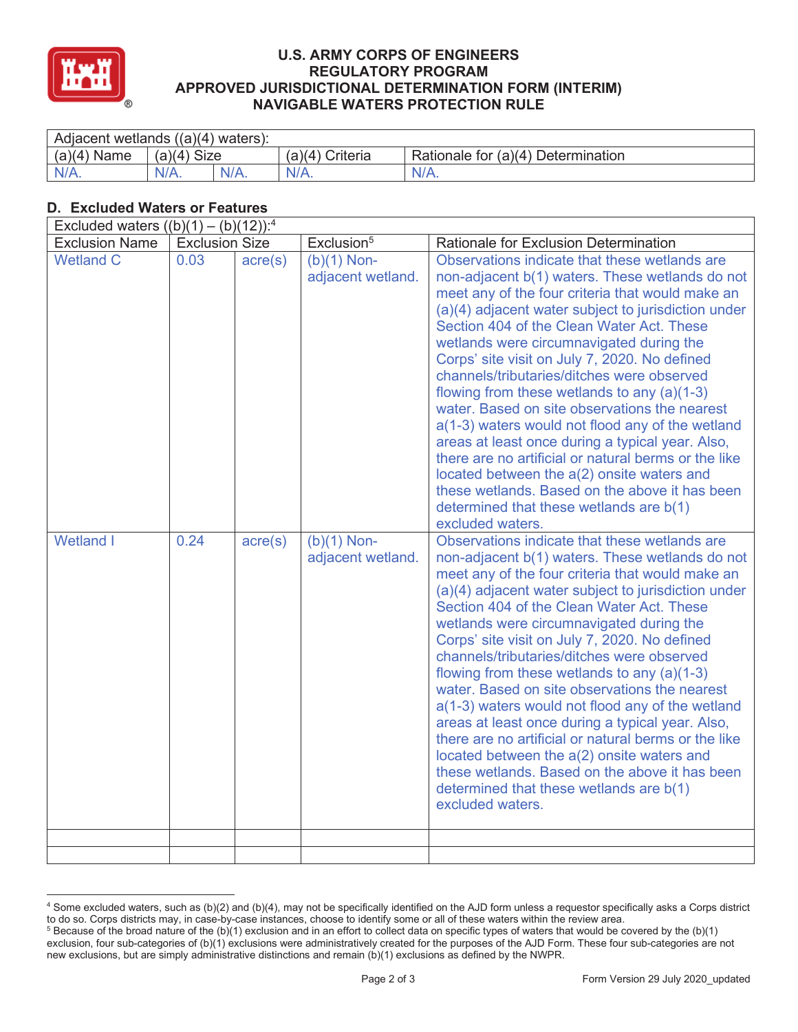# U.S. ARMY CORPS OF ENGINEERS
# REGULATORY PROGRAM
# APPROVED JURISDICTIONAL DETERMINATION FORM (INTERIM)
# NAVIGABLE WATERS PROTECTION RULE

| Adjacent wetlands ((a)(4) waters): | | | | |
|---|---|---|---|---|
| (a)(4) Name | (a)(4) Size | | (a)(4) Criteria | Rationale for (a)(4) Determination |
| N/A. | N/A. | N/A. | N/A. | N/A. |

## D. Excluded Waters or Features

| Excluded waters ((b)(1) – (b)(12)):[4] | | | | |
|---|---|---|---|---|
| Exclusion Name | Exclusion Size | | Exclusion[5] | Rationale for Exclusion Determination |
| Wetland C | 0.03 | acre(s) | (b)(1) Non-adjacent wetland. | Observations indicate that these wetlands are non-adjacent b(1) waters. These wetlands do not meet any of the four criteria that would make an (a)(4) adjacent water subject to jurisdiction under Section 404 of the Clean Water Act. These wetlands were circumnavigated during the Corps' site visit on July 7, 2020. No defined channels/tributaries/ditches were observed flowing from these wetlands to any (a)(1-3) water. Based on site observations the nearest a(1-3) waters would not flood any of the wetland areas at least once during a typical year. Also, there are no artificial or natural berms or the like located between the a(2) onsite waters and these wetlands. Based on the above it has been determined that these wetlands are b(1) excluded waters. |
| Wetland I | 0.24 | acre(s) | (b)(1) Non-adjacent wetland. | Observations indicate that these wetlands are non-adjacent b(1) waters. These wetlands do not meet any of the four criteria that would make an (a)(4) adjacent water subject to jurisdiction under Section 404 of the Clean Water Act. These wetlands were circumnavigated during the Corps' site visit on July 7, 2020. No defined channels/tributaries/ditches were observed flowing from these wetlands to any (a)(1-3) water. Based on site observations the nearest a(1-3) waters would not flood any of the wetland areas at least once during a typical year. Also, there are no artificial or natural berms or the like located between the a(2) onsite waters and these wetlands. Based on the above it has been determined that these wetlands are b(1) excluded waters. |
| | | | | |
| | | | | |

[4] Some excluded waters, such as (b)(2) and (b)(4), may not be specifically identified on the AJD form unless a requestor specifically asks a Corps district to do so. Corps districts may, in case-by-case instances, choose to identify some or all of these waters within the review area.

[5] Because of the broad nature of the (b)(1) exclusion and in an effort to collect data on specific types of waters that would be covered by the (b)(1) exclusion, four sub-categories of (b)(1) exclusions were administratively created for the purposes of the AJD Form. These four sub-categories are not new exclusions, but are simply administrative distinctions and remain (b)(1) exclusions as defined by the NWPR.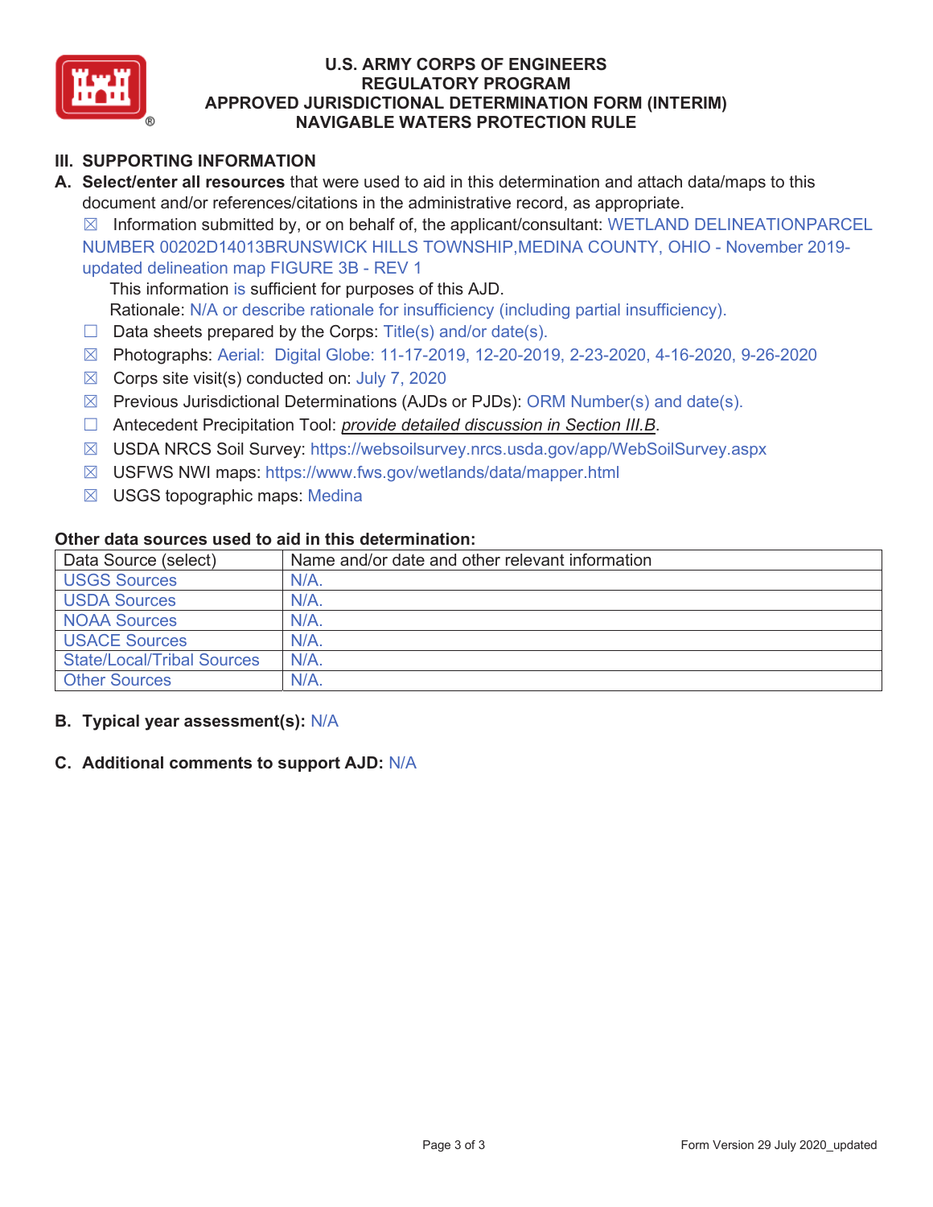# U.S. ARMY CORPS OF ENGINEERS
# REGULATORY PROGRAM
# APPROVED JURISDICTIONAL DETERMINATION FORM (INTERIM)
# NAVIGABLE WATERS PROTECTION RULE

## III. SUPPORTING INFORMATION

**A. Select/enter all resources** that were used to aid in this determination and attach data/maps to this document and/or references/citations in the administrative record, as appropriate.

☒ Information submitted by, or on behalf of, the applicant/consultant: WETLAND DELINEATIONPARCEL NUMBER 00202D14013BRUNSWICK HILLS TOWNSHIP,MEDINA COUNTY, OHIO - November 2019- updated delineation map FIGURE 3B - REV 1

This information is sufficient for purposes of this AJD.

Rationale: N/A or describe rationale for insufficiency (including partial insufficiency).

☐ Data sheets prepared by the Corps: Title(s) and/or date(s).

☒ Photographs: Aerial: Digital Globe: 11-17-2019, 12-20-2019, 2-23-2020, 4-16-2020, 9-26-2020

☒ Corps site visit(s) conducted on: July 7, 2020

☒ Previous Jurisdictional Determinations (AJDs or PJDs): ORM Number(s) and date(s).

☐ Antecedent Precipitation Tool: *provide detailed discussion in Section III.B*.

☒ USDA NRCS Soil Survey: https://websoilsurvey.nrcs.usda.gov/app/WebSoilSurvey.aspx

☒ USFWS NWI maps: https://www.fws.gov/wetlands/data/mapper.html

☒ USGS topographic maps: Medina

**Other data sources used to aid in this determination:**

| Data Source (select) | Name and/or date and other relevant information |
|---|---|
| USGS Sources | N/A. |
| USDA Sources | N/A. |
| NOAA Sources | N/A. |
| USACE Sources | N/A. |
| State/Local/Tribal Sources | N/A. |
| Other Sources | N/A. |

**B. Typical year assessment(s):** N/A

**C. Additional comments to support AJD:** N/A